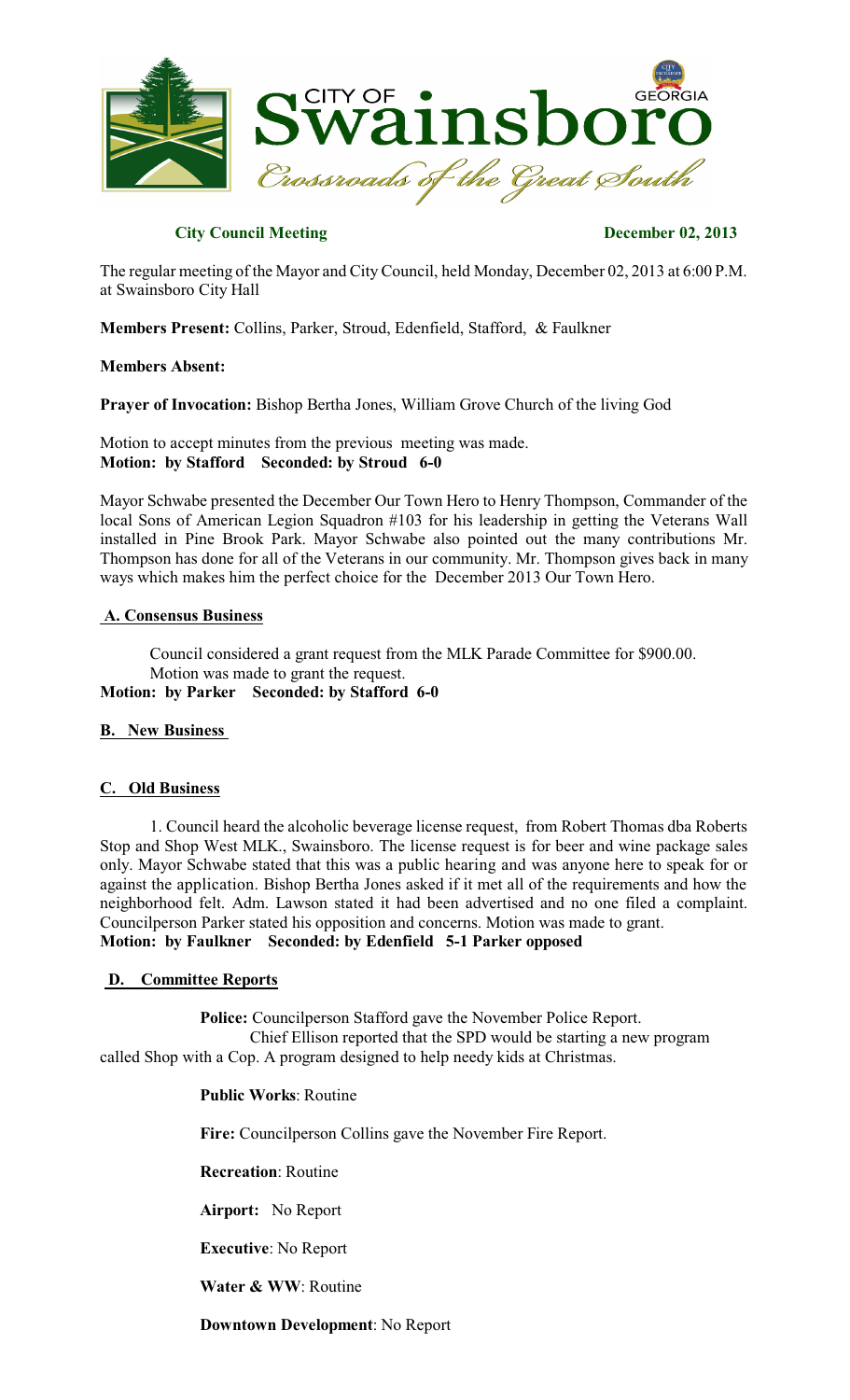# City of Swainsboro Georgia

*Crossroads of the Great South*

**City Council Meeting** **December 02, 2013**

The regular meeting of the Mayor and City Council, held Monday, December 02, 2013 at 6:00 P.M. at Swainsboro City Hall

**Members Present:** Collins, Parker, Stroud, Edenfield, Stafford, & Faulkner

**Members Absent:**

**Prayer of Invocation:** Bishop Bertha Jones, William Grove Church of the living God

Motion to accept minutes from the previous meeting was made.
**Motion: by Stafford Seconded: by Stroud 6-0**

Mayor Schwabe presented the December Our Town Hero to Henry Thompson, Commander of the local Sons of American Legion Squadron #103 for his leadership in getting the Veterans Wall installed in Pine Brook Park. Mayor Schwabe also pointed out the many contributions Mr. Thompson has done for all of the Veterans in our community. Mr. Thompson gives back in many ways which makes him the perfect choice for the December 2013 Our Town Hero.

## A. Consensus Business

Council considered a grant request from the MLK Parade Committee for $900.00. Motion was made to grant the request.
**Motion: by Parker Seconded: by Stafford 6-0**

## B. New Business

## C. Old Business

1. Council heard the alcoholic beverage license request, from Robert Thomas dba Roberts Stop and Shop West MLK., Swainsboro. The license request is for beer and wine package sales only. Mayor Schwabe stated that this was a public hearing and was anyone here to speak for or against the application. Bishop Bertha Jones asked if it met all of the requirements and how the neighborhood felt. Adm. Lawson stated it had been advertised and no one filed a complaint. Councilperson Parker stated his opposition and concerns. Motion was made to grant.
**Motion: by Faulkner Seconded: by Edenfield 5-1 Parker opposed**

## D. Committee Reports

**Police:** Councilperson Stafford gave the November Police Report.
Chief Ellison reported that the SPD would be starting a new program called Shop with a Cop. A program designed to help needy kids at Christmas.

**Public Works**: Routine

**Fire:** Councilperson Collins gave the November Fire Report.

**Recreation**: Routine

**Airport:** No Report

**Executive**: No Report

**Water & WW**: Routine

**Downtown Development**: No Report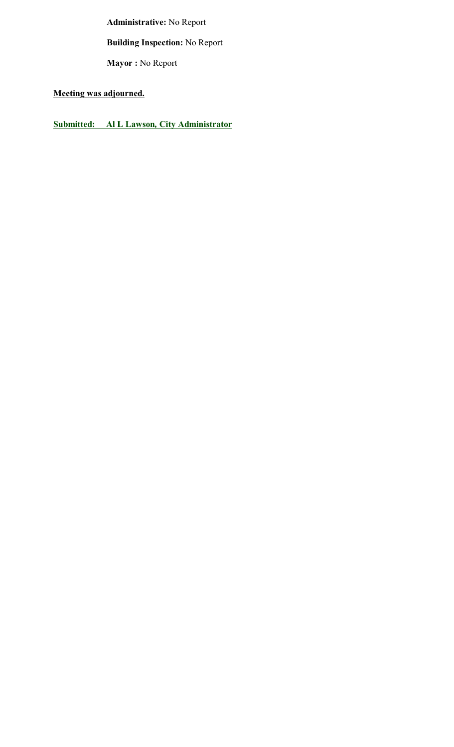**Administrative:** No Report

**Building Inspection:** No Report

**Mayor :** No Report

**Meeting was adjourned.**

**Submitted: Al L Lawson, City Administrator**